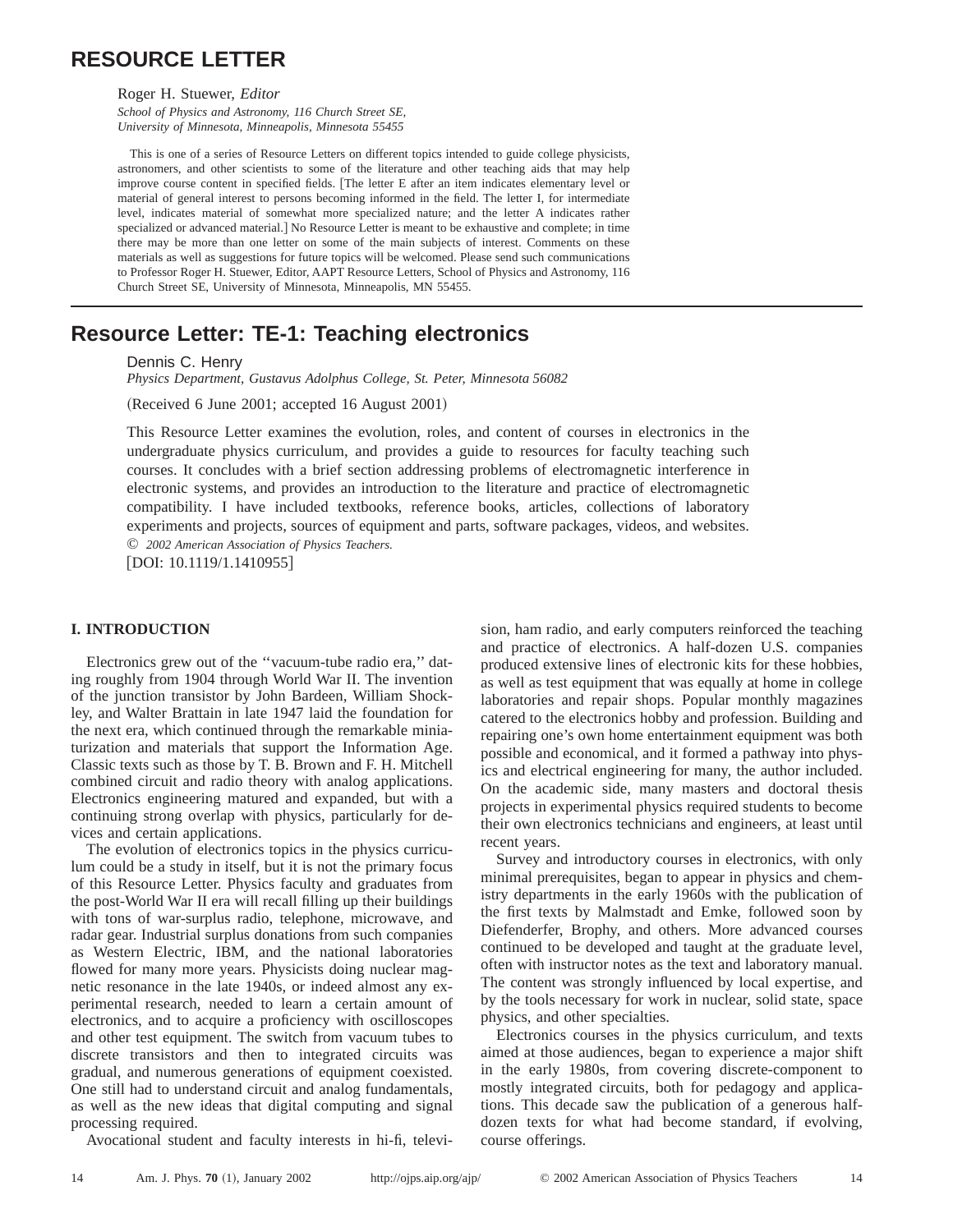# RESOURCE LETTER

Roger H. Stuewer, *Editor*

*School of Physics and Astronomy, 116 Church Street SE, University of Minnesota, Minneapolis, Minnesota 55455*

This is one of a series of Resource Letters on different topics intended to guide college physicists, astronomers, and other scientists to some of the literature and other teaching aids that may help improve course content in specified fields. [The letter E after an item indicates elementary level or material of general interest to persons becoming informed in the field. The letter I, for intermediate level, indicates material of somewhat more specialized nature; and the letter A indicates rather specialized or advanced material.] No Resource Letter is meant to be exhaustive and complete; in time there may be more than one letter on some of the main subjects of interest. Comments on these materials as well as suggestions for future topics will be welcomed. Please send such communications to Professor Roger H. Stuewer, Editor, AAPT Resource Letters, School of Physics and Astronomy, 116 Church Street SE, University of Minnesota, Minneapolis, MN 55455.

# Resource Letter: TE-1: Teaching electronics

Dennis C. Henry

*Physics Department, Gustavus Adolphus College, St. Peter, Minnesota 56082*

(Received 6 June 2001; accepted 16 August 2001)

This Resource Letter examines the evolution, roles, and content of courses in electronics in the undergraduate physics curriculum, and provides a guide to resources for faculty teaching such courses. It concludes with a brief section addressing problems of electromagnetic interference in electronic systems, and provides an introduction to the literature and practice of electromagnetic compatibility. I have included textbooks, reference books, articles, collections of laboratory experiments and projects, sources of equipment and parts, software packages, videos, and websites. © *2002 American Association of Physics Teachers.*

[DOI: 10.1119/1.1410955]

## I. INTRODUCTION

Electronics grew out of the ''vacuum-tube radio era,'' dating roughly from 1904 through World War II. The invention of the junction transistor by John Bardeen, William Shockley, and Walter Brattain in late 1947 laid the foundation for the next era, which continued through the remarkable miniaturization and materials that support the Information Age. Classic texts such as those by T. B. Brown and F. H. Mitchell combined circuit and radio theory with analog applications. Electronics engineering matured and expanded, but with a continuing strong overlap with physics, particularly for devices and certain applications.

The evolution of electronics topics in the physics curriculum could be a study in itself, but it is not the primary focus of this Resource Letter. Physics faculty and graduates from the post-World War II era will recall filling up their buildings with tons of war-surplus radio, telephone, microwave, and radar gear. Industrial surplus donations from such companies as Western Electric, IBM, and the national laboratories flowed for many more years. Physicists doing nuclear magnetic resonance in the late 1940s, or indeed almost any experimental research, needed to learn a certain amount of electronics, and to acquire a proficiency with oscilloscopes and other test equipment. The switch from vacuum tubes to discrete transistors and then to integrated circuits was gradual, and numerous generations of equipment coexisted. One still had to understand circuit and analog fundamentals, as well as the new ideas that digital computing and signal processing required.

Avocational student and faculty interests in hi-fi, television, ham radio, and early computers reinforced the teaching and practice of electronics. A half-dozen U.S. companies produced extensive lines of electronic kits for these hobbies, as well as test equipment that was equally at home in college laboratories and repair shops. Popular monthly magazines catered to the electronics hobby and profession. Building and repairing one's own home entertainment equipment was both possible and economical, and it formed a pathway into physics and electrical engineering for many, the author included. On the academic side, many masters and doctoral thesis projects in experimental physics required students to become their own electronics technicians and engineers, at least until recent years.

Survey and introductory courses in electronics, with only minimal prerequisites, began to appear in physics and chemistry departments in the early 1960s with the publication of the first texts by Malmstadt and Emke, followed soon by Diefenderfer, Brophy, and others. More advanced courses continued to be developed and taught at the graduate level, often with instructor notes as the text and laboratory manual. The content was strongly influenced by local expertise, and by the tools necessary for work in nuclear, solid state, space physics, and other specialties.

Electronics courses in the physics curriculum, and texts aimed at those audiences, began to experience a major shift in the early 1980s, from covering discrete-component to mostly integrated circuits, both for pedagogy and applications. This decade saw the publication of a generous half-dozen texts for what had become standard, if evolving, course offerings.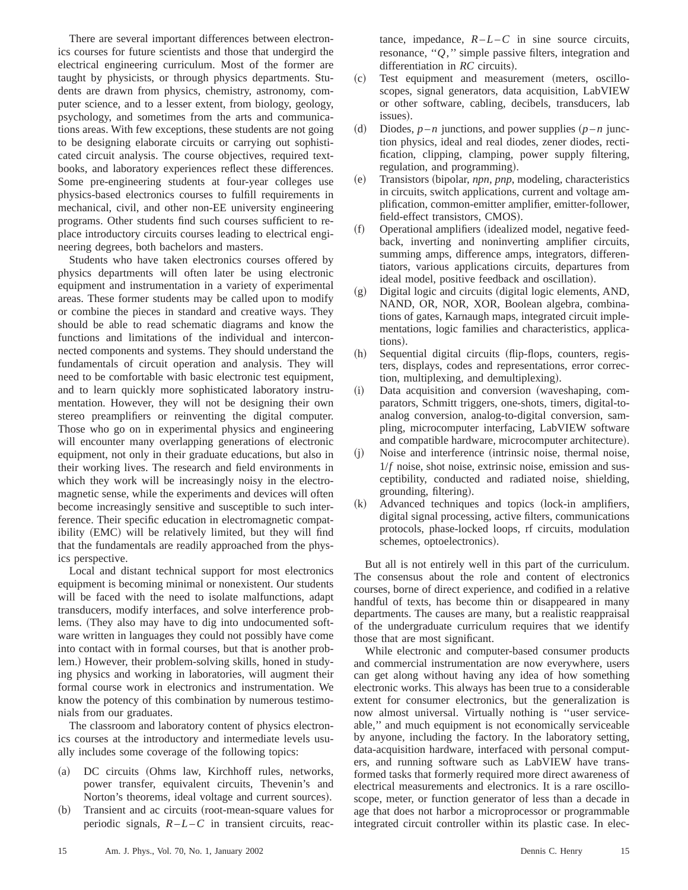There are several important differences between electronics courses for future scientists and those that undergird the electrical engineering curriculum. Most of the former are taught by physicists, or through physics departments. Students are drawn from physics, chemistry, astronomy, computer science, and to a lesser extent, from biology, geology, psychology, and sometimes from the arts and communications areas. With few exceptions, these students are not going to be designing elaborate circuits or carrying out sophisticated circuit analysis. The course objectives, required textbooks, and laboratory experiences reflect these differences. Some pre-engineering students at four-year colleges use physics-based electronics courses to fulfill requirements in mechanical, civil, and other non-EE university engineering programs. Other students find such courses sufficient to replace introductory circuits courses leading to electrical engineering degrees, both bachelors and masters.

Students who have taken electronics courses offered by physics departments will often later be using electronic equipment and instrumentation in a variety of experimental areas. These former students may be called upon to modify or combine the pieces in standard and creative ways. They should be able to read schematic diagrams and know the functions and limitations of the individual and interconnected components and systems. They should understand the fundamentals of circuit operation and analysis. They will need to be comfortable with basic electronic test equipment, and to learn quickly more sophisticated laboratory instrumentation. However, they will not be designing their own stereo preamplifiers or reinventing the digital computer. Those who go on in experimental physics and engineering will encounter many overlapping generations of electronic equipment, not only in their graduate educations, but also in their working lives. The research and field environments in which they work will be increasingly noisy in the electromagnetic sense, while the experiments and devices will often become increasingly sensitive and susceptible to such interference. Their specific education in electromagnetic compatibility (EMC) will be relatively limited, but they will find that the fundamentals are readily approached from the physics perspective.

Local and distant technical support for most electronics equipment is becoming minimal or nonexistent. Our students will be faced with the need to isolate malfunctions, adapt transducers, modify interfaces, and solve interference problems. (They also may have to dig into undocumented software written in languages they could not possibly have come into contact with in formal courses, but that is another problem.) However, their problem-solving skills, honed in studying physics and working in laboratories, will augment their formal course work in electronics and instrumentation. We know the potency of this combination by numerous testimonials from our graduates.

The classroom and laboratory content of physics electronics courses at the introductory and intermediate levels usually includes some coverage of the following topics:

(a) DC circuits (Ohms law, Kirchhoff rules, networks, power transfer, equivalent circuits, Thevenin's and Norton's theorems, ideal voltage and current sources).
(b) Transient and ac circuits (root-mean-square values for periodic signals, $R$–$L$–$C$ in transient circuits, reactance, impedance, $R$–$L$–$C$ in sine source circuits, resonance, "$Q$," simple passive filters, integration and differentiation in $RC$ circuits).
(c) Test equipment and measurement (meters, oscilloscopes, signal generators, data acquisition, LabVIEW or other software, cabling, decibels, transducers, lab issues).
(d) Diodes, $p$–$n$ junctions, and power supplies ($p$–$n$ junction physics, ideal and real diodes, zener diodes, rectification, clipping, clamping, power supply filtering, regulation, and programming).
(e) Transistors (bipolar, *npn*, *pnp*, modeling, characteristics in circuits, switch applications, current and voltage amplification, common-emitter amplifier, emitter-follower, field-effect transistors, CMOS).
(f) Operational amplifiers (idealized model, negative feedback, inverting and noninverting amplifier circuits, summing amps, difference amps, integrators, differentiators, various applications circuits, departures from ideal model, positive feedback and oscillation).
(g) Digital logic and circuits (digital logic elements, AND, NAND, OR, NOR, XOR, Boolean algebra, combinations of gates, Karnaugh maps, integrated circuit implementations, logic families and characteristics, applications).
(h) Sequential digital circuits (flip-flops, counters, registers, displays, codes and representations, error correction, multiplexing, and demultiplexing).
(i) Data acquisition and conversion (waveshaping, comparators, Schmitt triggers, one-shots, timers, digital-to-analog conversion, analog-to-digital conversion, sampling, microcomputer interfacing, LabVIEW software and compatible hardware, microcomputer architecture).
(j) Noise and interference (intrinsic noise, thermal noise, $1/f$ noise, shot noise, extrinsic noise, emission and susceptibility, conducted and radiated noise, shielding, grounding, filtering).
(k) Advanced techniques and topics (lock-in amplifiers, digital signal processing, active filters, communications protocols, phase-locked loops, rf circuits, modulation schemes, optoelectronics).

But all is not entirely well in this part of the curriculum. The consensus about the role and content of electronics courses, borne of direct experience, and codified in a relative handful of texts, has become thin or disappeared in many departments. The causes are many, but a realistic reappraisal of the undergraduate curriculum requires that we identify those that are most significant.

While electronic and computer-based consumer products and commercial instrumentation are now everywhere, users can get along without having any idea of how something electronic works. This always has been true to a considerable extent for consumer electronics, but the generalization is now almost universal. Virtually nothing is "user serviceable," and much equipment is not economically serviceable by anyone, including the factory. In the laboratory setting, data-acquisition hardware, interfaced with personal computers, and running software such as LabVIEW have transformed tasks that formerly required more direct awareness of electrical measurements and electronics. It is a rare oscilloscope, meter, or function generator of less than a decade in age that does not harbor a microprocessor or programmable integrated circuit controller within its plastic case. In elec-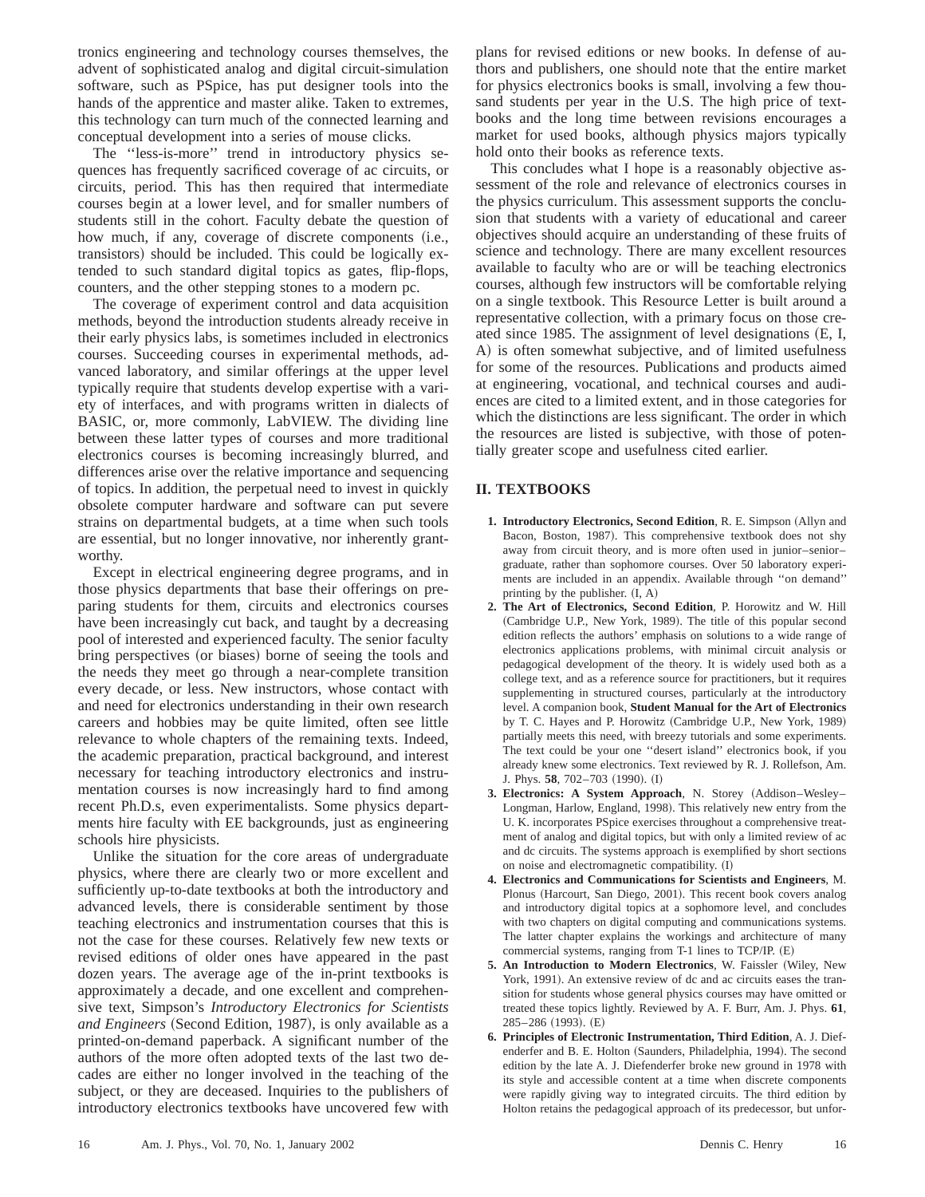tronics engineering and technology courses themselves, the advent of sophisticated analog and digital circuit-simulation software, such as PSpice, has put designer tools into the hands of the apprentice and master alike. Taken to extremes, this technology can turn much of the connected learning and conceptual development into a series of mouse clicks.

The ''less-is-more'' trend in introductory physics sequences has frequently sacrificed coverage of ac circuits, or circuits, period. This has then required that intermediate courses begin at a lower level, and for smaller numbers of students still in the cohort. Faculty debate the question of how much, if any, coverage of discrete components (i.e., transistors) should be included. This could be logically extended to such standard digital topics as gates, flip-flops, counters, and the other stepping stones to a modern pc.

The coverage of experiment control and data acquisition methods, beyond the introduction students already receive in their early physics labs, is sometimes included in electronics courses. Succeeding courses in experimental methods, advanced laboratory, and similar offerings at the upper level typically require that students develop expertise with a variety of interfaces, and with programs written in dialects of BASIC, or, more commonly, LabVIEW. The dividing line between these latter types of courses and more traditional electronics courses is becoming increasingly blurred, and differences arise over the relative importance and sequencing of topics. In addition, the perpetual need to invest in quickly obsolete computer hardware and software can put severe strains on departmental budgets, at a time when such tools are essential, but no longer innovative, nor inherently grantworthy.

Except in electrical engineering degree programs, and in those physics departments that base their offerings on preparing students for them, circuits and electronics courses have been increasingly cut back, and taught by a decreasing pool of interested and experienced faculty. The senior faculty bring perspectives (or biases) borne of seeing the tools and the needs they meet go through a near-complete transition every decade, or less. New instructors, whose contact with and need for electronics understanding in their own research careers and hobbies may be quite limited, often see little relevance to whole chapters of the remaining texts. Indeed, the academic preparation, practical background, and interest necessary for teaching introductory electronics and instrumentation courses is now increasingly hard to find among recent Ph.D.s, even experimentalists. Some physics departments hire faculty with EE backgrounds, just as engineering schools hire physicists.

Unlike the situation for the core areas of undergraduate physics, where there are clearly two or more excellent and sufficiently up-to-date textbooks at both the introductory and advanced levels, there is considerable sentiment by those teaching electronics and instrumentation courses that this is not the case for these courses. Relatively few new texts or revised editions of older ones have appeared in the past dozen years. The average age of the in-print textbooks is approximately a decade, and one excellent and comprehensive text, Simpson's *Introductory Electronics for Scientists and Engineers* (Second Edition, 1987), is only available as a printed-on-demand paperback. A significant number of the authors of the more often adopted texts of the last two decades are either no longer involved in the teaching of the subject, or they are deceased. Inquiries to the publishers of introductory electronics textbooks have uncovered few with plans for revised editions or new books. In defense of authors and publishers, one should note that the entire market for physics electronics books is small, involving a few thousand students per year in the U.S. The high price of textbooks and the long time between revisions encourages a market for used books, although physics majors typically hold onto their books as reference texts.

This concludes what I hope is a reasonably objective assessment of the role and relevance of electronics courses in the physics curriculum. This assessment supports the conclusion that students with a variety of educational and career objectives should acquire an understanding of these fruits of science and technology. There are many excellent resources available to faculty who are or will be teaching electronics courses, although few instructors will be comfortable relying on a single textbook. This Resource Letter is built around a representative collection, with a primary focus on those created since 1985. The assignment of level designations (E, I, A) is often somewhat subjective, and of limited usefulness for some of the resources. Publications and products aimed at engineering, vocational, and technical courses and audiences are cited to a limited extent, and in those categories for which the distinctions are less significant. The order in which the resources are listed is subjective, with those of potentially greater scope and usefulness cited earlier.

## II. TEXTBOOKS

1. **Introductory Electronics, Second Edition**, R. E. Simpson (Allyn and Bacon, Boston, 1987). This comprehensive textbook does not shy away from circuit theory, and is more often used in junior–senior–graduate, rather than sophomore courses. Over 50 laboratory experiments are included in an appendix. Available through ''on demand'' printing by the publisher. (I, A)
2. **The Art of Electronics, Second Edition**, P. Horowitz and W. Hill (Cambridge U.P., New York, 1989). The title of this popular second edition reflects the authors' emphasis on solutions to a wide range of electronics applications problems, with minimal circuit analysis or pedagogical development of the theory. It is widely used both as a college text, and as a reference source for practitioners, but it requires supplementing in structured courses, particularly at the introductory level. A companion book, **Student Manual for the Art of Electronics** by T. C. Hayes and P. Horowitz (Cambridge U.P., New York, 1989) partially meets this need, with breezy tutorials and some experiments. The text could be your one ''desert island'' electronics book, if you already knew some electronics. Text reviewed by R. J. Rollefson, Am. J. Phys. **58**, 702–703 (1990). (I)
3. **Electronics: A System Approach**, N. Storey (Addison–Wesley–Longman, Harlow, England, 1998). This relatively new entry from the U. K. incorporates PSpice exercises throughout a comprehensive treatment of analog and digital topics, but with only a limited review of ac and dc circuits. The systems approach is exemplified by short sections on noise and electromagnetic compatibility. (I)
4. **Electronics and Communications for Scientists and Engineers**, M. Plonus (Harcourt, San Diego, 2001). This recent book covers analog and introductory digital topics at a sophomore level, and concludes with two chapters on digital computing and communications systems. The latter chapter explains the workings and architecture of many commercial systems, ranging from T-1 lines to TCP/IP. (E)
5. **An Introduction to Modern Electronics**, W. Faissler (Wiley, New York, 1991). An extensive review of dc and ac circuits eases the transition for students whose general physics courses may have omitted or treated these topics lightly. Reviewed by A. F. Burr, Am. J. Phys. **61**, 285–286 (1993). (E)
6. **Principles of Electronic Instrumentation, Third Edition**, A. J. Diefenderfer and B. E. Holton (Saunders, Philadelphia, 1994). The second edition by the late A. J. Diefenderfer broke new ground in 1978 with its style and accessible content at a time when discrete components were rapidly giving way to integrated circuits. The third edition by Holton retains the pedagogical approach of its predecessor, but unfor-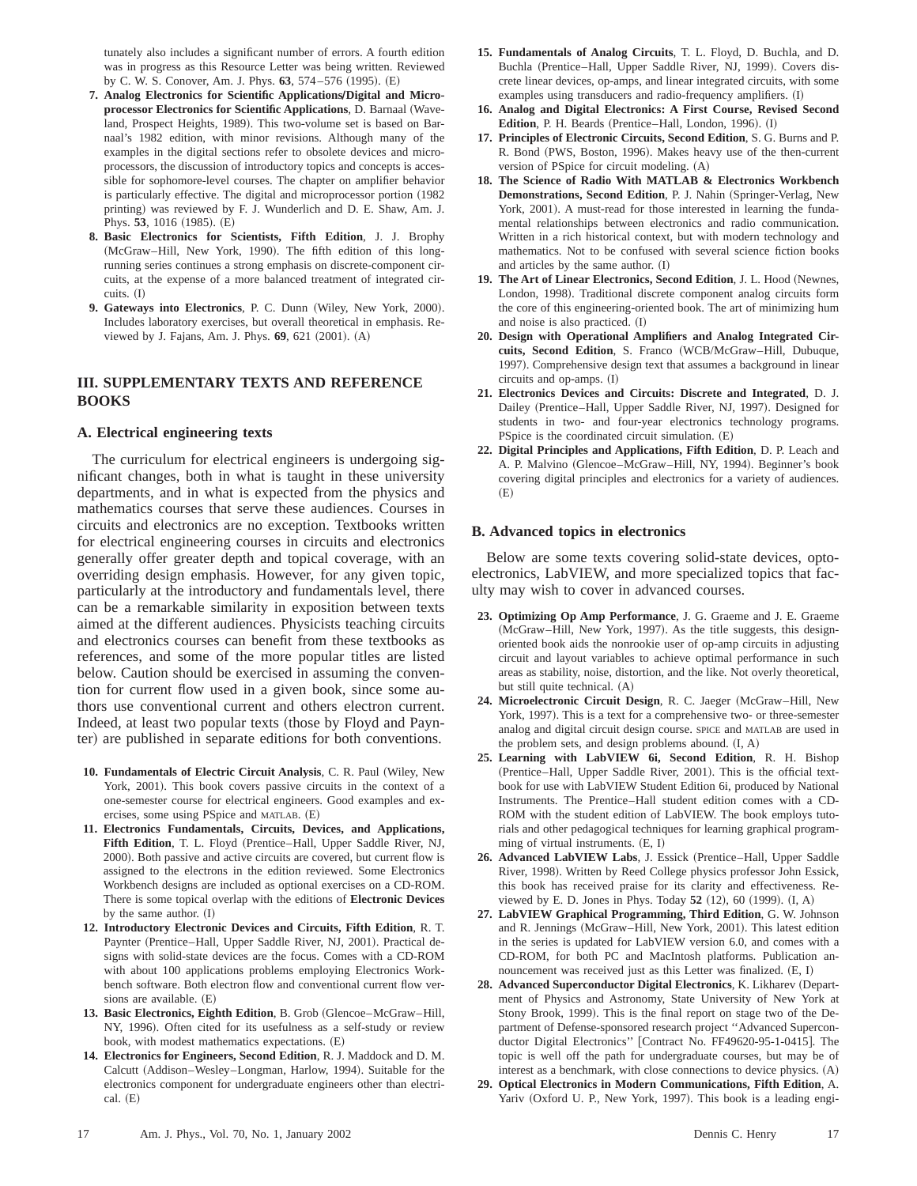tunately also includes a significant number of errors. A fourth edition was in progress as this Resource Letter was being written. Reviewed by C. W. S. Conover, Am. J. Phys. **63**, 574–576 (1995). (E)

7. **Analog Electronics for Scientific Applications/Digital and Microprocessor Electronics for Scientific Applications**, D. Barnaal (Waveland, Prospect Heights, 1989). This two-volume set is based on Barnaal's 1982 edition, with minor revisions. Although many of the examples in the digital sections refer to obsolete devices and microprocessors, the discussion of introductory topics and concepts is accessible for sophomore-level courses. The chapter on amplifier behavior is particularly effective. The digital and microprocessor portion (1982 printing) was reviewed by F. J. Wunderlich and D. E. Shaw, Am. J. Phys. **53**, 1016 (1985). (E)
8. **Basic Electronics for Scientists, Fifth Edition**, J. J. Brophy (McGraw–Hill, New York, 1990). The fifth edition of this long-running series continues a strong emphasis on discrete-component circuits, at the expense of a more balanced treatment of integrated circuits. (I)
9. **Gateways into Electronics**, P. C. Dunn (Wiley, New York, 2000). Includes laboratory exercises, but overall theoretical in emphasis. Reviewed by J. Fajans, Am. J. Phys. **69**, 621 (2001). (A)

## III. SUPPLEMENTARY TEXTS AND REFERENCE BOOKS

### A. Electrical engineering texts

The curriculum for electrical engineers is undergoing significant changes, both in what is taught in these university departments, and in what is expected from the physics and mathematics courses that serve these audiences. Courses in circuits and electronics are no exception. Textbooks written for electrical engineering courses in circuits and electronics generally offer greater depth and topical coverage, with an overriding design emphasis. However, for any given topic, particularly at the introductory and fundamentals level, there can be a remarkable similarity in exposition between texts aimed at the different audiences. Physicists teaching circuits and electronics courses can benefit from these textbooks as references, and some of the more popular titles are listed below. Caution should be exercised in assuming the convention for current flow used in a given book, since some authors use conventional current and others electron current. Indeed, at least two popular texts (those by Floyd and Paynter) are published in separate editions for both conventions.

10. **Fundamentals of Electric Circuit Analysis**, C. R. Paul (Wiley, New York, 2001). This book covers passive circuits in the context of a one-semester course for electrical engineers. Good examples and exercises, some using PSpice and MATLAB. (E)
11. **Electronics Fundamentals, Circuits, Devices, and Applications, Fifth Edition**, T. L. Floyd (Prentice–Hall, Upper Saddle River, NJ, 2000). Both passive and active circuits are covered, but current flow is assigned to the electrons in the edition reviewed. Some Electronics Workbench designs are included as optional exercises on a CD-ROM. There is some topical overlap with the editions of **Electronic Devices** by the same author. (I)
12. **Introductory Electronic Devices and Circuits, Fifth Edition**, R. T. Paynter (Prentice–Hall, Upper Saddle River, NJ, 2001). Practical designs with solid-state devices are the focus. Comes with a CD-ROM with about 100 applications problems employing Electronics Workbench software. Both electron flow and conventional current flow versions are available. (E)
13. **Basic Electronics, Eighth Edition**, B. Grob (Glencoe–McGraw–Hill, NY, 1996). Often cited for its usefulness as a self-study or review book, with modest mathematics expectations. (E)
14. **Electronics for Engineers, Second Edition**, R. J. Maddock and D. M. Calcutt (Addison–Wesley–Longman, Harlow, 1994). Suitable for the electronics component for undergraduate engineers other than electrical. (E)
15. **Fundamentals of Analog Circuits**, T. L. Floyd, D. Buchla, and D. Buchla (Prentice–Hall, Upper Saddle River, NJ, 1999). Covers discrete linear devices, op-amps, and linear integrated circuits, with some examples using transducers and radio-frequency amplifiers. (I)
16. **Analog and Digital Electronics: A First Course, Revised Second Edition**, P. H. Beards (Prentice–Hall, London, 1996). (I)
17. **Principles of Electronic Circuits, Second Edition**, S. G. Burns and P. R. Bond (PWS, Boston, 1996). Makes heavy use of the then-current version of PSpice for circuit modeling. (A)
18. **The Science of Radio With MATLAB & Electronics Workbench Demonstrations, Second Edition**, P. J. Nahin (Springer-Verlag, New York, 2001). A must-read for those interested in learning the fundamental relationships between electronics and radio communication. Written in a rich historical context, but with modern technology and mathematics. Not to be confused with several science fiction books and articles by the same author. (I)
19. **The Art of Linear Electronics, Second Edition**, J. L. Hood (Newnes, London, 1998). Traditional discrete component analog circuits form the core of this engineering-oriented book. The art of minimizing hum and noise is also practiced. (I)
20. **Design with Operational Amplifiers and Analog Integrated Circuits, Second Edition**, S. Franco (WCB/McGraw–Hill, Dubuque, 1997). Comprehensive design text that assumes a background in linear circuits and op-amps. (I)
21. **Electronics Devices and Circuits: Discrete and Integrated**, D. J. Dailey (Prentice–Hall, Upper Saddle River, NJ, 1997). Designed for students in two- and four-year electronics technology programs. PSpice is the coordinated circuit simulation. (E)
22. **Digital Principles and Applications, Fifth Edition**, D. P. Leach and A. P. Malvino (Glencoe–McGraw–Hill, NY, 1994). Beginner's book covering digital principles and electronics for a variety of audiences. (E)

### B. Advanced topics in electronics

Below are some texts covering solid-state devices, optoelectronics, LabVIEW, and more specialized topics that faculty may wish to cover in advanced courses.

23. **Optimizing Op Amp Performance**, J. G. Graeme and J. E. Graeme (McGraw–Hill, New York, 1997). As the title suggests, this design-oriented book aids the nonrookie user of op-amp circuits in adjusting circuit and layout variables to achieve optimal performance in such areas as stability, noise, distortion, and the like. Not overly theoretical, but still quite technical. (A)
24. **Microelectronic Circuit Design**, R. C. Jaeger (McGraw–Hill, New York, 1997). This is a text for a comprehensive two- or three-semester analog and digital circuit design course. SPICE and MATLAB are used in the problem sets, and design problems abound. (I, A)
25. **Learning with LabVIEW 6i, Second Edition**, R. H. Bishop (Prentice–Hall, Upper Saddle River, 2001). This is the official textbook for use with LabVIEW Student Edition 6i, produced by National Instruments. The Prentice–Hall student edition comes with a CD-ROM with the student edition of LabVIEW. The book employs tutorials and other pedagogical techniques for learning graphical programming of virtual instruments. (E, I)
26. **Advanced LabVIEW Labs**, J. Essick (Prentice–Hall, Upper Saddle River, 1998). Written by Reed College physics professor John Essick, this book has received praise for its clarity and effectiveness. Reviewed by E. D. Jones in Phys. Today **52** (12), 60 (1999). (I, A)
27. **LabVIEW Graphical Programming, Third Edition**, G. W. Johnson and R. Jennings (McGraw–Hill, New York, 2001). This latest edition in the series is updated for LabVIEW version 6.0, and comes with a CD-ROM, for both PC and MacIntosh platforms. Publication announcement was received just as this Letter was finalized. (E, I)
28. **Advanced Superconductor Digital Electronics**, K. Likharev (Department of Physics and Astronomy, State University of New York at Stony Brook, 1999). This is the final report on stage two of the Department of Defense-sponsored research project "Advanced Superconductor Digital Electronics" [Contract No. FF49620-95-1-0415]. The topic is well off the path for undergraduate courses, but may be of interest as a benchmark, with close connections to device physics. (A)
29. **Optical Electronics in Modern Communications, Fifth Edition**, A. Yariv (Oxford U. P., New York, 1997). This book is a leading engi-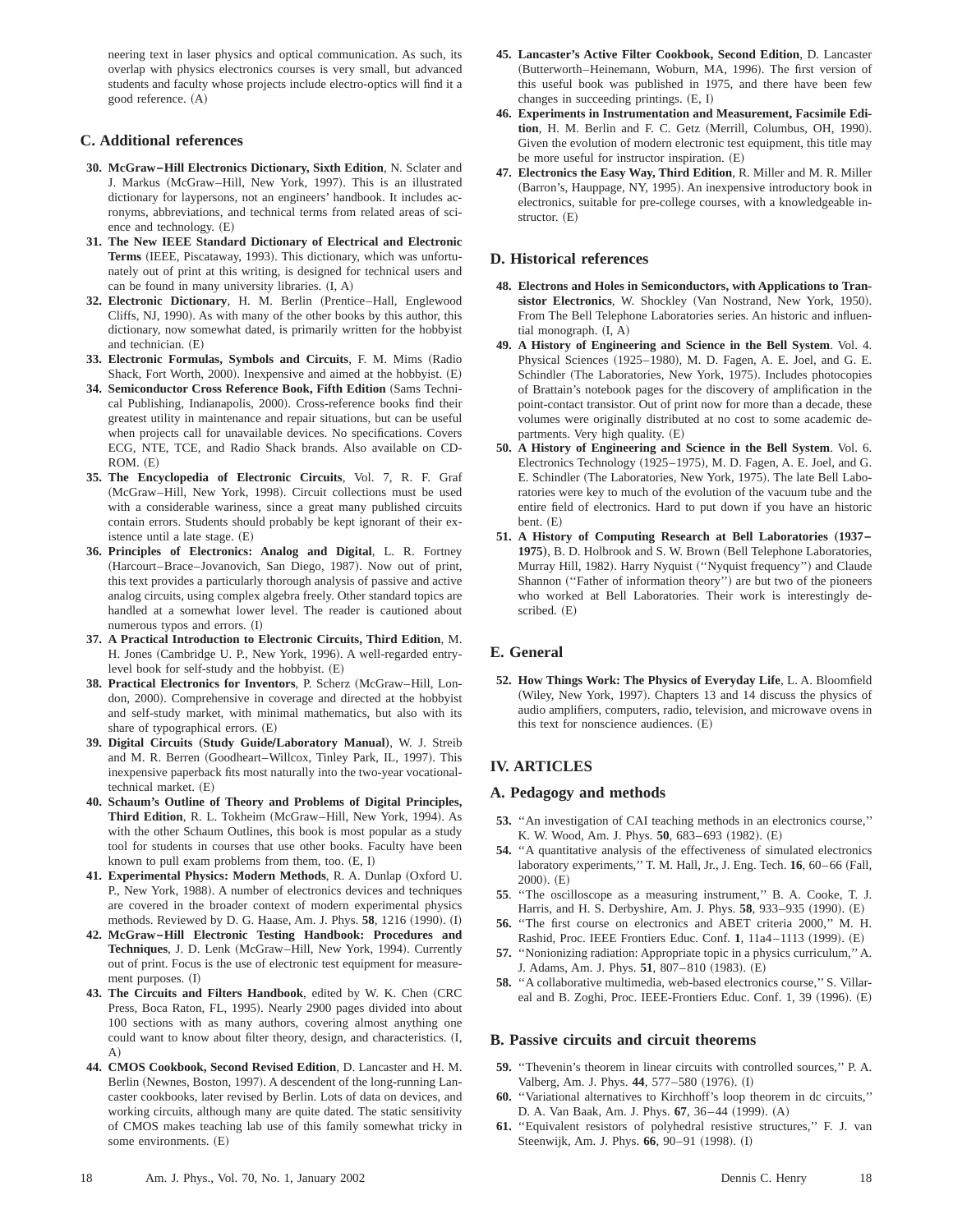neering text in laser physics and optical communication. As such, its overlap with physics electronics courses is very small, but advanced students and faculty whose projects include electro-optics will find it a good reference. (A)

## C. Additional references

**30. McGraw–Hill Electronics Dictionary, Sixth Edition**, N. Sclater and J. Markus (McGraw–Hill, New York, 1997). This is an illustrated dictionary for laypersons, not an engineers' handbook. It includes acronyms, abbreviations, and technical terms from related areas of science and technology. (E)

**31. The New IEEE Standard Dictionary of Electrical and Electronic Terms** (IEEE, Piscataway, 1993). This dictionary, which was unfortunately out of print at this writing, is designed for technical users and can be found in many university libraries. (I, A)

**32. Electronic Dictionary**, H. M. Berlin (Prentice–Hall, Englewood Cliffs, NJ, 1990). As with many of the other books by this author, this dictionary, now somewhat dated, is primarily written for the hobbyist and technician. (E)

**33. Electronic Formulas, Symbols and Circuits**, F. M. Mims (Radio Shack, Fort Worth, 2000). Inexpensive and aimed at the hobbyist. (E)

**34. Semiconductor Cross Reference Book, Fifth Edition** (Sams Technical Publishing, Indianapolis, 2000). Cross-reference books find their greatest utility in maintenance and repair situations, but can be useful when projects call for unavailable devices. No specifications. Covers ECG, NTE, TCE, and Radio Shack brands. Also available on CD-ROM. (E)

**35. The Encyclopedia of Electronic Circuits**, Vol. 7, R. F. Graf (McGraw–Hill, New York, 1998). Circuit collections must be used with a considerable wariness, since a great many published circuits contain errors. Students should probably be kept ignorant of their existence until a late stage. (E)

**36. Principles of Electronics: Analog and Digital**, L. R. Fortney (Harcourt–Brace–Jovanovich, San Diego, 1987). Now out of print, this text provides a particularly thorough analysis of passive and active analog circuits, using complex algebra freely. Other standard topics are handled at a somewhat lower level. The reader is cautioned about numerous typos and errors. (I)

**37. A Practical Introduction to Electronic Circuits, Third Edition**, M. H. Jones (Cambridge U. P., New York, 1996). A well-regarded entry-level book for self-study and the hobbyist. (E)

**38. Practical Electronics for Inventors**, P. Scherz (McGraw–Hill, London, 2000). Comprehensive in coverage and directed at the hobbyist and self-study market, with minimal mathematics, but also with its share of typographical errors. (E)

**39. Digital Circuits (Study Guide/Laboratory Manual)**, W. J. Streib and M. R. Berren (Goodheart–Willcox, Tinley Park, IL, 1997). This inexpensive paperback fits most naturally into the two-year vocational-technical market. (E)

**40. Schaum's Outline of Theory and Problems of Digital Principles, Third Edition**, R. L. Tokheim (McGraw–Hill, New York, 1994). As with the other Schaum Outlines, this book is most popular as a study tool for students in courses that use other books. Faculty have been known to pull exam problems from them, too. (E, I)

**41. Experimental Physics: Modern Methods**, R. A. Dunlap (Oxford U. P., New York, 1988). A number of electronics devices and techniques are covered in the broader context of modern experimental physics methods. Reviewed by D. G. Haase, Am. J. Phys. **58**, 1216 (1990). (I)

**42. McGraw–Hill Electronic Testing Handbook: Procedures and Techniques**, J. D. Lenk (McGraw–Hill, New York, 1994). Currently out of print. Focus is the use of electronic test equipment for measurement purposes. (I)

**43. The Circuits and Filters Handbook**, edited by W. K. Chen (CRC Press, Boca Raton, FL, 1995). Nearly 2900 pages divided into about 100 sections with as many authors, covering almost anything one could want to know about filter theory, design, and characteristics. (I, A)

**44. CMOS Cookbook, Second Revised Edition**, D. Lancaster and H. M. Berlin (Newnes, Boston, 1997). A descendent of the long-running Lancaster cookbooks, later revised by Berlin. Lots of data on devices, and working circuits, although many are quite dated. The static sensitivity of CMOS makes teaching lab use of this family somewhat tricky in some environments. (E)

**45. Lancaster's Active Filter Cookbook, Second Edition**, D. Lancaster (Butterworth–Heinemann, Woburn, MA, 1996). The first version of this useful book was published in 1975, and there have been few changes in succeeding printings. (E, I)

**46. Experiments in Instrumentation and Measurement, Facsimile Edition**, H. M. Berlin and F. C. Getz (Merrill, Columbus, OH, 1990). Given the evolution of modern electronic test equipment, this title may be more useful for instructor inspiration. (E)

**47. Electronics the Easy Way, Third Edition**, R. Miller and M. R. Miller (Barron's, Hauppage, NY, 1995). An inexpensive introductory book in electronics, suitable for pre-college courses, with a knowledgeable instructor. (E)

## D. Historical references

**48. Electrons and Holes in Semiconductors, with Applications to Transistor Electronics**, W. Shockley (Van Nostrand, New York, 1950). From The Bell Telephone Laboratories series. An historic and influential monograph. (I, A)

**49. A History of Engineering and Science in the Bell System**. Vol. 4. Physical Sciences (1925–1980), M. D. Fagen, A. E. Joel, and G. E. Schindler (The Laboratories, New York, 1975). Includes photocopies of Brattain's notebook pages for the discovery of amplification in the point-contact transistor. Out of print now for more than a decade, these volumes were originally distributed at no cost to some academic departments. Very high quality. (E)

**50. A History of Engineering and Science in the Bell System**. Vol. 6. Electronics Technology (1925–1975), M. D. Fagen, A. E. Joel, and G. E. Schindler (The Laboratories, New York, 1975). The late Bell Laboratories were key to much of the evolution of the vacuum tube and the entire field of electronics. Hard to put down if you have an historic bent. (E)

**51. A History of Computing Research at Bell Laboratories (1937–1975)**, B. D. Holbrook and S. W. Brown (Bell Telephone Laboratories, Murray Hill, 1982). Harry Nyquist (''Nyquist frequency'') and Claude Shannon (''Father of information theory'') are but two of the pioneers who worked at Bell Laboratories. Their work is interestingly described. (E)

## E. General

**52. How Things Work: The Physics of Everyday Life**, L. A. Bloomfield (Wiley, New York, 1997). Chapters 13 and 14 discuss the physics of audio amplifiers, computers, radio, television, and microwave ovens in this text for nonscience audiences. (E)

# IV. ARTICLES

## A. Pedagogy and methods

**53.** ''An investigation of CAI teaching methods in an electronics course,'' K. W. Wood, Am. J. Phys. **50**, 683–693 (1982). (E)

**54.** ''A quantitative analysis of the effectiveness of simulated electronics laboratory experiments,'' T. M. Hall, Jr., J. Eng. Tech. **16**, 60–66 (Fall, 2000). (E)

**55**. ''The oscilloscope as a measuring instrument,'' B. A. Cooke, T. J. Harris, and H. S. Derbyshire, Am. J. Phys. **58**, 933–935 (1990). (E)

**56.** ''The first course on electronics and ABET criteria 2000,'' M. H. Rashid, Proc. IEEE Frontiers Educ. Conf. **1**, 11a4–1113 (1999). (E)

**57.** ''Nonionizing radiation: Appropriate topic in a physics curriculum,'' A. J. Adams, Am. J. Phys. **51**, 807–810 (1983). (E)

**58.** ''A collaborative multimedia, web-based electronics course,'' S. Villareal and B. Zoghi, Proc. IEEE-Frontiers Educ. Conf. 1, 39 (1996). (E)

## B. Passive circuits and circuit theorems

**59.** ''Thevenin's theorem in linear circuits with controlled sources,'' P. A. Valberg, Am. J. Phys. **44**, 577–580 (1976). (I)

**60.** ''Variational alternatives to Kirchhoff's loop theorem in dc circuits,'' D. A. Van Baak, Am. J. Phys. **67**, 36–44 (1999). (A)

**61.** ''Equivalent resistors of polyhedral resistive structures,'' F. J. van Steenwijk, Am. J. Phys. **66**, 90–91 (1998). (I)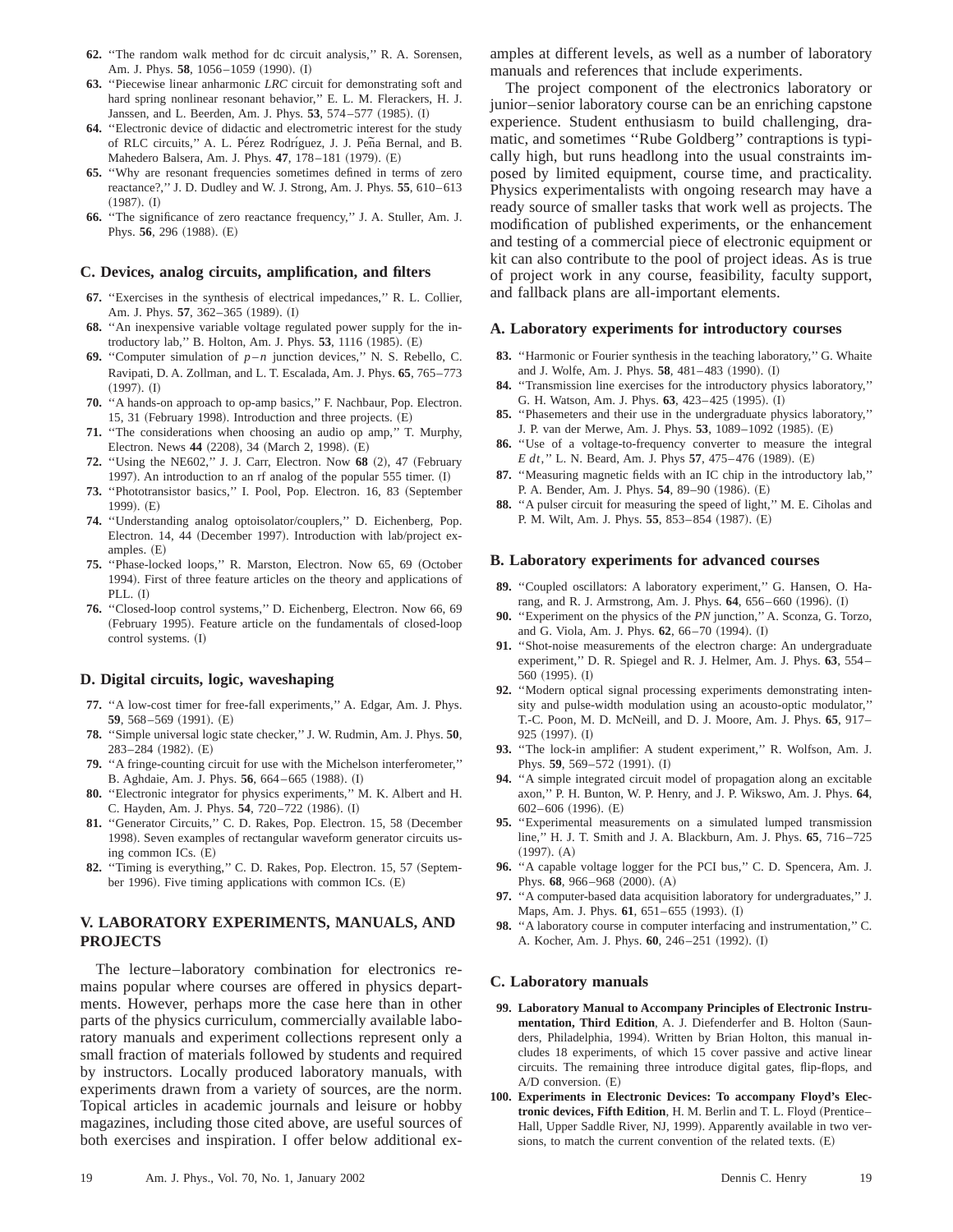62. ‘‘The random walk method for dc circuit analysis,’’ R. A. Sorensen, Am. J. Phys. **58**, 1056–1059 (1990). (I)

63. ‘‘Piecewise linear anharmonic *LRC* circuit for demonstrating soft and hard spring nonlinear resonant behavior,’’ E. L. M. Flerackers, H. J. Janssen, and L. Beerden, Am. J. Phys. **53**, 574–577 (1985). (I)

64. ‘‘Electronic device of didactic and electrometric interest for the study of RLC circuits,’’ A. L. Pérez Rodríguez, J. J. Peña Bernal, and B. Mahedero Balsera, Am. J. Phys. **47**, 178–181 (1979). (E)

65. ‘‘Why are resonant frequencies sometimes defined in terms of zero reactance?,’’ J. D. Dudley and W. J. Strong, Am. J. Phys. **55**, 610–613 (1987). (I)

66. ‘‘The significance of zero reactance frequency,’’ J. A. Stuller, Am. J. Phys. **56**, 296 (1988). (E)

### C. Devices, analog circuits, amplification, and filters

67. ‘‘Exercises in the synthesis of electrical impedances,’’ R. L. Collier, Am. J. Phys. **57**, 362–365 (1989). (I)

68. ‘‘An inexpensive variable voltage regulated power supply for the introductory lab,’’ B. Holton, Am. J. Phys. **53**, 1116 (1985). (E)

69. ‘‘Computer simulation of $p-n$ junction devices,’’ N. S. Rebello, C. Ravipati, D. A. Zollman, and L. T. Escalada, Am. J. Phys. **65**, 765–773 (1997). (I)

70. ‘‘A hands-on approach to op-amp basics,’’ F. Nachbaur, Pop. Electron. 15, 31 (February 1998). Introduction and three projects. (E)

71. ‘‘The considerations when choosing an audio op amp,’’ T. Murphy, Electron. News **44** (2208), 34 (March 2, 1998). (E)

72. ‘‘Using the NE602,’’ J. J. Carr, Electron. Now **68** (2), 47 (February 1997). An introduction to an rf analog of the popular 555 timer. (I)

73. ‘‘Phototransistor basics,’’ I. Pool, Pop. Electron. 16, 83 (September 1999). (E)

74. ‘‘Understanding analog optoisolator/couplers,’’ D. Eichenberg, Pop. Electron. 14, 44 (December 1997). Introduction with lab/project examples. (E)

75. ‘‘Phase-locked loops,’’ R. Marston, Electron. Now 65, 69 (October 1994). First of three feature articles on the theory and applications of PLL. (I)

76. ‘‘Closed-loop control systems,’’ D. Eichenberg, Electron. Now 66, 69 (February 1995). Feature article on the fundamentals of closed-loop control systems. (I)

### D. Digital circuits, logic, waveshaping

77. ‘‘A low-cost timer for free-fall experiments,’’ A. Edgar, Am. J. Phys. **59**, 568–569 (1991). (E)

78. ‘‘Simple universal logic state checker,’’ J. W. Rudmin, Am. J. Phys. **50**, 283–284 (1982). (E)

79. ‘‘A fringe-counting circuit for use with the Michelson interferometer,’’ B. Aghdaie, Am. J. Phys. **56**, 664–665 (1988). (I)

80. ‘‘Electronic integrator for physics experiments,’’ M. K. Albert and H. C. Hayden, Am. J. Phys. **54**, 720–722 (1986). (I)

81. ‘‘Generator Circuits,’’ C. D. Rakes, Pop. Electron. 15, 58 (December 1998). Seven examples of rectangular waveform generator circuits using common ICs. (E)

82. ‘‘Timing is everything,’’ C. D. Rakes, Pop. Electron. 15, 57 (September 1996). Five timing applications with common ICs. (E)

## V. LABORATORY EXPERIMENTS, MANUALS, AND PROJECTS

The lecture–laboratory combination for electronics remains popular where courses are offered in physics departments. However, perhaps more the case here than in other parts of the physics curriculum, commercially available laboratory manuals and experiment collections represent only a small fraction of materials followed by students and required by instructors. Locally produced laboratory manuals, with experiments drawn from a variety of sources, are the norm. Topical articles in academic journals and leisure or hobby magazines, including those cited above, are useful sources of both exercises and inspiration. I offer below additional examples at different levels, as well as a number of laboratory manuals and references that include experiments.

The project component of the electronics laboratory or junior–senior laboratory course can be an enriching capstone experience. Student enthusiasm to build challenging, dramatic, and sometimes ‘‘Rube Goldberg’’ contraptions is typically high, but runs headlong into the usual constraints imposed by limited equipment, course time, and practicality. Physics experimentalists with ongoing research may have a ready source of smaller tasks that work well as projects. The modification of published experiments, or the enhancement and testing of a commercial piece of electronic equipment or kit can also contribute to the pool of project ideas. As is true of project work in any course, feasibility, faculty support, and fallback plans are all-important elements.

### A. Laboratory experiments for introductory courses

83. ‘‘Harmonic or Fourier synthesis in the teaching laboratory,’’ G. Whaite and J. Wolfe, Am. J. Phys. **58**, 481–483 (1990). (I)

84. ‘‘Transmission line exercises for the introductory physics laboratory,’’ G. H. Watson, Am. J. Phys. **63**, 423–425 (1995). (I)

85. ‘‘Phasemeters and their use in the undergraduate physics laboratory,’’ J. P. van der Merwe, Am. J. Phys. **53**, 1089–1092 (1985). (E)

86. ‘‘Use of a voltage-to-frequency converter to measure the integral $E\,dt$,’’ L. N. Beard, Am. J Phys **57**, 475–476 (1989). (E)

87. ‘‘Measuring magnetic fields with an IC chip in the introductory lab,’’ P. A. Bender, Am. J. Phys. **54**, 89–90 (1986). (E)

88. ‘‘A pulser circuit for measuring the speed of light,’’ M. E. Ciholas and P. M. Wilt, Am. J. Phys. **55**, 853–854 (1987). (E)

### B. Laboratory experiments for advanced courses

89. ‘‘Coupled oscillators: A laboratory experiment,’’ G. Hansen, O. Harang, and R. J. Armstrong, Am. J. Phys. **64**, 656–660 (1996). (I)

90. ‘‘Experiment on the physics of the *PN* junction,’’ A. Sconza, G. Torzo, and G. Viola, Am. J. Phys. **62**, 66–70 (1994). (I)

91. ‘‘Shot-noise measurements of the electron charge: An undergraduate experiment,’’ D. R. Spiegel and R. J. Helmer, Am. J. Phys. **63**, 554–560 (1995). (I)

92. ‘‘Modern optical signal processing experiments demonstrating intensity and pulse-width modulation using an acousto-optic modulator,’’ T.-C. Poon, M. D. McNeill, and D. J. Moore, Am. J. Phys. **65**, 917–925 (1997). (I)

93. ‘‘The lock-in amplifier: A student experiment,’’ R. Wolfson, Am. J. Phys. **59**, 569–572 (1991). (I)

94. ‘‘A simple integrated circuit model of propagation along an excitable axon,’’ P. H. Bunton, W. P. Henry, and J. P. Wikswo, Am. J. Phys. **64**, 602–606 (1996). (E)

95. ‘‘Experimental measurements on a simulated lumped transmission line,’’ H. J. T. Smith and J. A. Blackburn, Am. J. Phys. **65**, 716–725 (1997). (A)

96. ‘‘A capable voltage logger for the PCI bus,’’ C. D. Spencera, Am. J. Phys. **68**, 966–968 (2000). (A)

97. ‘‘A computer-based data acquisition laboratory for undergraduates,’’ J. Maps, Am. J. Phys. **61**, 651–655 (1993). (I)

98. ‘‘A laboratory course in computer interfacing and instrumentation,’’ C. A. Kocher, Am. J. Phys. **60**, 246–251 (1992). (I)

### C. Laboratory manuals

99. **Laboratory Manual to Accompany Principles of Electronic Instrumentation, Third Edition**, A. J. Diefenderfer and B. Holton (Saunders, Philadelphia, 1994). Written by Brian Holton, this manual includes 18 experiments, of which 15 cover passive and active linear circuits. The remaining three introduce digital gates, flip-flops, and A/D conversion. (E)

100. **Experiments in Electronic Devices: To accompany Floyd’s Electronic devices, Fifth Edition**, H. M. Berlin and T. L. Floyd (Prentice–Hall, Upper Saddle River, NJ, 1999). Apparently available in two versions, to match the current convention of the related texts. (E)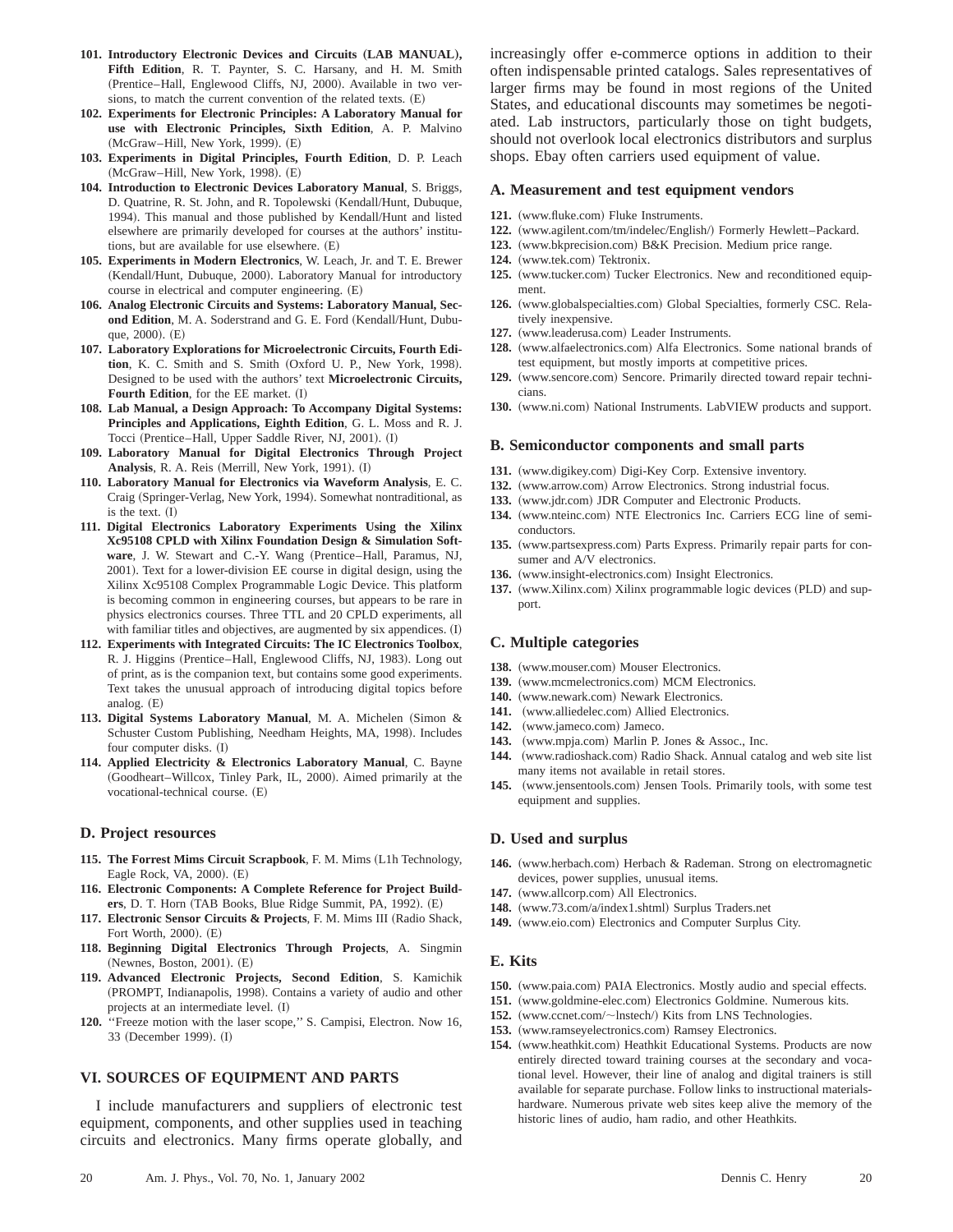**101. Introductory Electronic Devices and Circuits (LAB MANUAL), Fifth Edition**, R. T. Paynter, S. C. Harsany, and H. M. Smith (Prentice–Hall, Englewood Cliffs, NJ, 2000). Available in two versions, to match the current convention of the related texts. (E)

**102. Experiments for Electronic Principles: A Laboratory Manual for use with Electronic Principles, Sixth Edition**, A. P. Malvino (McGraw–Hill, New York, 1999). (E)

**103. Experiments in Digital Principles, Fourth Edition**, D. P. Leach (McGraw–Hill, New York, 1998). (E)

**104. Introduction to Electronic Devices Laboratory Manual**, S. Briggs, D. Quatrine, R. St. John, and R. Topolewski (Kendall/Hunt, Dubuque, 1994). This manual and those published by Kendall/Hunt and listed elsewhere are primarily developed for courses at the authors' institutions, but are available for use elsewhere. (E)

**105. Experiments in Modern Electronics**, W. Leach, Jr. and T. E. Brewer (Kendall/Hunt, Dubuque, 2000). Laboratory Manual for introductory course in electrical and computer engineering. (E)

**106. Analog Electronic Circuits and Systems: Laboratory Manual, Second Edition**, M. A. Soderstrand and G. E. Ford (Kendall/Hunt, Dubuque, 2000). (E)

**107. Laboratory Explorations for Microelectronic Circuits, Fourth Edition**, K. C. Smith and S. Smith (Oxford U. P., New York, 1998). Designed to be used with the authors' text **Microelectronic Circuits, Fourth Edition**, for the EE market. (I)

**108. Lab Manual, a Design Approach: To Accompany Digital Systems: Principles and Applications, Eighth Edition**, G. L. Moss and R. J. Tocci (Prentice–Hall, Upper Saddle River, NJ, 2001). (I)

**109. Laboratory Manual for Digital Electronics Through Project Analysis**, R. A. Reis (Merrill, New York, 1991). (I)

**110. Laboratory Manual for Electronics via Waveform Analysis**, E. C. Craig (Springer-Verlag, New York, 1994). Somewhat nontraditional, as is the text. (I)

**111. Digital Electronics Laboratory Experiments Using the Xilinx Xc95108 CPLD with Xilinx Foundation Design & Simulation Software**, J. W. Stewart and C.-Y. Wang (Prentice–Hall, Paramus, NJ, 2001). Text for a lower-division EE course in digital design, using the Xilinx Xc95108 Complex Programmable Logic Device. This platform is becoming common in engineering courses, but appears to be rare in physics electronics courses. Three TTL and 20 CPLD experiments, all with familiar titles and objectives, are augmented by six appendices. (I)

**112. Experiments with Integrated Circuits: The IC Electronics Toolbox**, R. J. Higgins (Prentice–Hall, Englewood Cliffs, NJ, 1983). Long out of print, as is the companion text, but contains some good experiments. Text takes the unusual approach of introducing digital topics before analog. (E)

**113. Digital Systems Laboratory Manual**, M. A. Michelen (Simon & Schuster Custom Publishing, Needham Heights, MA, 1998). Includes four computer disks. (I)

**114. Applied Electricity & Electronics Laboratory Manual**, C. Bayne (Goodheart–Willcox, Tinley Park, IL, 2000). Aimed primarily at the vocational-technical course. (E)

### D. Project resources

**115. The Forrest Mims Circuit Scrapbook**, F. M. Mims (L1h Technology, Eagle Rock, VA, 2000). (E)

**116. Electronic Components: A Complete Reference for Project Builders**, D. T. Horn (TAB Books, Blue Ridge Summit, PA, 1992). (E)

**117. Electronic Sensor Circuits & Projects**, F. M. Mims III (Radio Shack, Fort Worth, 2000). (E)

**118. Beginning Digital Electronics Through Projects**, A. Singmin (Newnes, Boston, 2001). (E)

**119. Advanced Electronic Projects, Second Edition**, S. Kamichik (PROMPT, Indianapolis, 1998). Contains a variety of audio and other projects at an intermediate level. (I)

**120.** ''Freeze motion with the laser scope,'' S. Campisi, Electron. Now 16, 33 (December 1999). (I)

## VI. SOURCES OF EQUIPMENT AND PARTS

I include manufacturers and suppliers of electronic test equipment, components, and other supplies used in teaching circuits and electronics. Many firms operate globally, and increasingly offer e-commerce options in addition to their often indispensable printed catalogs. Sales representatives of larger firms may be found in most regions of the United States, and educational discounts may sometimes be negotiated. Lab instructors, particularly those on tight budgets, should not overlook local electronics distributors and surplus shops. Ebay often carriers used equipment of value.

### A. Measurement and test equipment vendors

**121.** (www.fluke.com) Fluke Instruments.

**122.** (www.agilent.com/tm/indelec/English/) Formerly Hewlett–Packard.

**123.** (www.bkprecision.com) B&K Precision. Medium price range.

**124.** (www.tek.com) Tektronix.

**125.** (www.tucker.com) Tucker Electronics. New and reconditioned equipment.

**126.** (www.globalspecialties.com) Global Specialties, formerly CSC. Relatively inexpensive.

**127.** (www.leaderusa.com) Leader Instruments.

**128.** (www.alfaelectronics.com) Alfa Electronics. Some national brands of test equipment, but mostly imports at competitive prices.

**129.** (www.sencore.com) Sencore. Primarily directed toward repair technicians.

**130.** (www.ni.com) National Instruments. LabVIEW products and support.

### B. Semiconductor components and small parts

**131.** (www.digikey.com) Digi-Key Corp. Extensive inventory.

**132.** (www.arrow.com) Arrow Electronics. Strong industrial focus.

**133.** (www.jdr.com) JDR Computer and Electronic Products.

**134.** (www.nteinc.com) NTE Electronics Inc. Carriers ECG line of semiconductors.

**135.** (www.partsexpress.com) Parts Express. Primarily repair parts for consumer and A/V electronics.

**136.** (www.insight-electronics.com) Insight Electronics.

**137.** (www.Xilinx.com) Xilinx programmable logic devices (PLD) and support.

### C. Multiple categories

**138.** (www.mouser.com) Mouser Electronics.

**139.** (www.mcmelectronics.com) MCM Electronics.

**140.** (www.newark.com) Newark Electronics.

**141.** (www.alliedelec.com) Allied Electronics.

**142.** (www.jameco.com) Jameco.

**143.** (www.mpja.com) Marlin P. Jones & Assoc., Inc.

**144.** (www.radioshack.com) Radio Shack. Annual catalog and web site list many items not available in retail stores.

**145.** (www.jensentools.com) Jensen Tools. Primarily tools, with some test equipment and supplies.

### D. Used and surplus

**146.** (www.herbach.com) Herbach & Rademan. Strong on electromagnetic devices, power supplies, unusual items.

**147.** (www.allcorp.com) All Electronics.

**148.** (www.73.com/a/index1.shtml) Surplus Traders.net

**149.** (www.eio.com) Electronics and Computer Surplus City.

### E. Kits

**150.** (www.paia.com) PAIA Electronics. Mostly audio and special effects.

**151.** (www.goldmine-elec.com) Electronics Goldmine. Numerous kits.

**152.** (www.ccnet.com/~lnstech/) Kits from LNS Technologies.

**153.** (www.ramseyelectronics.com) Ramsey Electronics.

**154.** (www.heathkit.com) Heathkit Educational Systems. Products are now entirely directed toward training courses at the secondary and vocational level. However, their line of analog and digital trainers is still available for separate purchase. Follow links to instructional materials-hardware. Numerous private web sites keep alive the memory of the historic lines of audio, ham radio, and other Heathkits.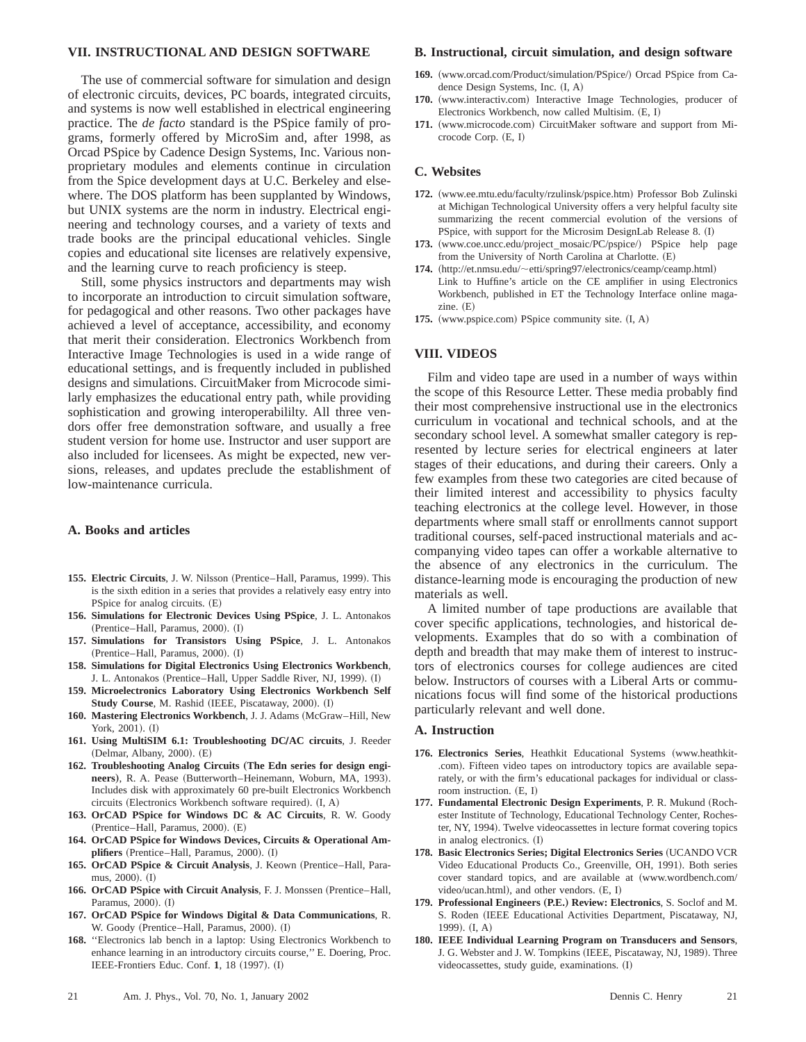## VII. INSTRUCTIONAL AND DESIGN SOFTWARE

The use of commercial software for simulation and design of electronic circuits, devices, PC boards, integrated circuits, and systems is now well established in electrical engineering practice. The *de facto* standard is the PSpice family of programs, formerly offered by MicroSim and, after 1998, as Orcad PSpice by Cadence Design Systems, Inc. Various nonproprietary modules and elements continue in circulation from the Spice development days at U.C. Berkeley and elsewhere. The DOS platform has been supplanted by Windows, but UNIX systems are the norm in industry. Electrical engineering and technology courses, and a variety of texts and trade books are the principal educational vehicles. Single copies and educational site licenses are relatively expensive, and the learning curve to reach proficiency is steep.

Still, some physics instructors and departments may wish to incorporate an introduction to circuit simulation software, for pedagogical and other reasons. Two other packages have achieved a level of acceptance, accessibility, and economy that merit their consideration. Electronics Workbench from Interactive Image Technologies is used in a wide range of educational settings, and is frequently included in published designs and simulations. CircuitMaker from Microcode similarly emphasizes the educational entry path, while providing sophistication and growing interoperabililty. All three vendors offer free demonstration software, and usually a free student version for home use. Instructor and user support are also included for licensees. As might be expected, new versions, releases, and updates preclude the establishment of low-maintenance curricula.

### A. Books and articles

**155. Electric Circuits**, J. W. Nilsson (Prentice–Hall, Paramus, 1999). This is the sixth edition in a series that provides a relatively easy entry into PSpice for analog circuits. (E)

**156. Simulations for Electronic Devices Using PSpice**, J. L. Antonakos (Prentice–Hall, Paramus, 2000). (I)

**157. Simulations for Transistors Using PSpice**, J. L. Antonakos (Prentice–Hall, Paramus, 2000). (I)

**158. Simulations for Digital Electronics Using Electronics Workbench**, J. L. Antonakos (Prentice–Hall, Upper Saddle River, NJ, 1999). (I)

**159. Microelectronics Laboratory Using Electronics Workbench Self Study Course**, M. Rashid (IEEE, Piscataway, 2000). (I)

**160. Mastering Electronics Workbench**, J. J. Adams (McGraw–Hill, New York, 2001). (I)

**161. Using MultiSIM 6.1: Troubleshooting DC/AC circuits**, J. Reeder (Delmar, Albany, 2000). (E)

**162. Troubleshooting Analog Circuits (The Edn series for design engineers)**, R. A. Pease (Butterworth–Heinemann, Woburn, MA, 1993). Includes disk with approximately 60 pre-built Electronics Workbench circuits (Electronics Workbench software required). (I, A)

**163. OrCAD PSpice for Windows DC & AC Circuits**, R. W. Goody (Prentice–Hall, Paramus, 2000). (E)

**164. OrCAD PSpice for Windows Devices, Circuits & Operational Amplifiers** (Prentice–Hall, Paramus, 2000). (I)

**165. OrCAD PSpice & Circuit Analysis**, J. Keown (Prentice–Hall, Paramus, 2000). (I)

**166. OrCAD PSpice with Circuit Analysis**, F. J. Monssen (Prentice–Hall, Paramus, 2000). (I)

**167. OrCAD PSpice for Windows Digital & Data Communications**, R. W. Goody (Prentice–Hall, Paramus, 2000). (I)

**168.** ''Electronics lab bench in a laptop: Using Electronics Workbench to enhance learning in an introductory circuits course,'' E. Doering, Proc. IEEE-Frontiers Educ. Conf. **1**, 18 (1997). (I)

### B. Instructional, circuit simulation, and design software

**169.** (www.orcad.com/Product/simulation/PSpice/) Orcad PSpice from Cadence Design Systems, Inc. (I, A)

**170.** (www.interactiv.com) Interactive Image Technologies, producer of Electronics Workbench, now called Multisim. (E, I)

**171.** (www.microcode.com) CircuitMaker software and support from Microcode Corp. (E, I)

### C. Websites

**172.** (www.ee.mtu.edu/faculty/rzulinsk/pspice.htm) Professor Bob Zulinski at Michigan Technological University offers a very helpful faculty site summarizing the recent commercial evolution of the versions of PSpice, with support for the Microsim DesignLab Release 8. (I)

**173.** (www.coe.uncc.edu/project_mosaic/PC/pspice/) PSpice help page from the University of North Carolina at Charlotte. (E)

**174.** (http://et.nmsu.edu/~etti/spring97/electronics/ceamp/ceamp.html) Link to Huffine's article on the CE amplifier in using Electronics Workbench, published in ET the Technology Interface online magazine. (E)

**175.** (www.pspice.com) PSpice community site. (I, A)

## VIII. VIDEOS

Film and video tape are used in a number of ways within the scope of this Resource Letter. These media probably find their most comprehensive instructional use in the electronics curriculum in vocational and technical schools, and at the secondary school level. A somewhat smaller category is represented by lecture series for electrical engineers at later stages of their educations, and during their careers. Only a few examples from these two categories are cited because of their limited interest and accessibility to physics faculty teaching electronics at the college level. However, in those departments where small staff or enrollments cannot support traditional courses, self-paced instructional materials and accompanying video tapes can offer a workable alternative to the absence of any electronics in the curriculum. The distance-learning mode is encouraging the production of new materials as well.

A limited number of tape productions are available that cover specific applications, technologies, and historical developments. Examples that do so with a combination of depth and breadth that may make them of interest to instructors of electronics courses for college audiences are cited below. Instructors of courses with a Liberal Arts or communications focus will find some of the historical productions particularly relevant and well done.

### A. Instruction

**176. Electronics Series**, Heathkit Educational Systems (www.heathkit-.com). Fifteen video tapes on introductory topics are available separately, or with the firm's educational packages for individual or classroom instruction. (E, I)

**177. Fundamental Electronic Design Experiments**, P. R. Mukund (Rochester Institute of Technology, Educational Technology Center, Rochester, NY, 1994). Twelve videocassettes in lecture format covering topics in analog electronics. (I)

**178. Basic Electronics Series; Digital Electronics Series** (UCANDO VCR Video Educational Products Co., Greenville, OH, 1991). Both series cover standard topics, and are available at (www.wordbench.com/video/ucan.html), and other vendors. (E, I)

**179. Professional Engineers (P.E.) Review: Electronics**, S. Soclof and M. S. Roden (IEEE Educational Activities Department, Piscataway, NJ, 1999). (I, A)

**180. IEEE Individual Learning Program on Transducers and Sensors**, J. G. Webster and J. W. Tompkins (IEEE, Piscataway, NJ, 1989). Three videocassettes, study guide, examinations. (I)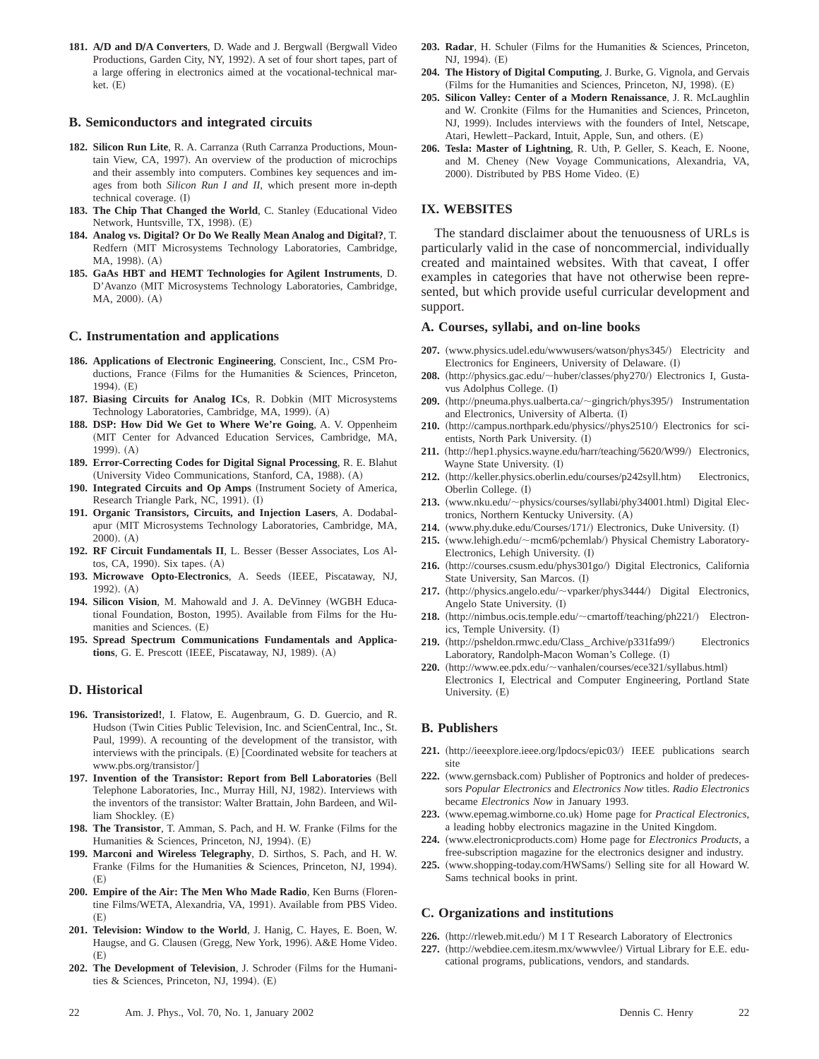**181. A/D and D/A Converters**, D. Wade and J. Bergwall (Bergwall Video Productions, Garden City, NY, 1992). A set of four short tapes, part of a large offering in electronics aimed at the vocational-technical market. (E)

### B. Semiconductors and integrated circuits

**182. Silicon Run Lite**, R. A. Carranza (Ruth Carranza Productions, Mountain View, CA, 1997). An overview of the production of microchips and their assembly into computers. Combines key sequences and images from both *Silicon Run I and II*, which present more in-depth technical coverage. (I)

**183. The Chip That Changed the World**, C. Stanley (Educational Video Network, Huntsville, TX, 1998). (E)

**184. Analog vs. Digital? Or Do We Really Mean Analog and Digital?**, T. Redfern (MIT Microsystems Technology Laboratories, Cambridge, MA, 1998). (A)

**185. GaAs HBT and HEMT Technologies for Agilent Instruments**, D. D'Avanzo (MIT Microsystems Technology Laboratories, Cambridge, MA, 2000). (A)

### C. Instrumentation and applications

**186. Applications of Electronic Engineering**, Conscient, Inc., CSM Productions, France (Films for the Humanities & Sciences, Princeton, 1994). (E)

**187. Biasing Circuits for Analog ICs**, R. Dobkin (MIT Microsystems Technology Laboratories, Cambridge, MA, 1999). (A)

**188. DSP: How Did We Get to Where We're Going**, A. V. Oppenheim (MIT Center for Advanced Education Services, Cambridge, MA, 1999). (A)

**189. Error-Correcting Codes for Digital Signal Processing**, R. E. Blahut (University Video Communications, Stanford, CA, 1988). (A)

**190. Integrated Circuits and Op Amps** (Instrument Society of America, Research Triangle Park, NC, 1991). (I)

**191. Organic Transistors, Circuits, and Injection Lasers**, A. Dodabalapur (MIT Microsystems Technology Laboratories, Cambridge, MA, 2000). (A)

**192. RF Circuit Fundamentals II**, L. Besser (Besser Associates, Los Altos, CA, 1990). Six tapes. (A)

**193. Microwave Opto-Electronics**, A. Seeds (IEEE, Piscataway, NJ, 1992). (A)

**194. Silicon Vision**, M. Mahowald and J. A. DeVinney (WGBH Educational Foundation, Boston, 1995). Available from Films for the Humanities and Sciences. (E)

**195. Spread Spectrum Communications Fundamentals and Applications**, G. E. Prescott (IEEE, Piscataway, NJ, 1989). (A)

### D. Historical

**196. Transistorized!**, I. Flatow, E. Augenbraum, G. D. Guercio, and R. Hudson (Twin Cities Public Television, Inc. and ScienCentral, Inc., St. Paul, 1999). A recounting of the development of the transistor, with interviews with the principals. (E) [Coordinated website for teachers at www.pbs.org/transistor/]

**197. Invention of the Transistor: Report from Bell Laboratories** (Bell Telephone Laboratories, Inc., Murray Hill, NJ, 1982). Interviews with the inventors of the transistor: Walter Brattain, John Bardeen, and William Shockley. (E)

**198. The Transistor**, T. Amman, S. Pach, and H. W. Franke (Films for the Humanities & Sciences, Princeton, NJ, 1994). (E)

**199. Marconi and Wireless Telegraphy**, D. Sirthos, S. Pach, and H. W. Franke (Films for the Humanities & Sciences, Princeton, NJ, 1994). (E)

**200. Empire of the Air: The Men Who Made Radio**, Ken Burns (Florentine Films/WETA, Alexandria, VA, 1991). Available from PBS Video. (E)

**201. Television: Window to the World**, J. Hanig, C. Hayes, E. Boen, W. Haugse, and G. Clausen (Gregg, New York, 1996). A&E Home Video. (E)

**202. The Development of Television**, J. Schroder (Films for the Humanities & Sciences, Princeton, NJ, 1994). (E)

**203. Radar**, H. Schuler (Films for the Humanities & Sciences, Princeton, NJ, 1994). (E)

**204. The History of Digital Computing**, J. Burke, G. Vignola, and Gervais (Films for the Humanities and Sciences, Princeton, NJ, 1998). (E)

**205. Silicon Valley: Center of a Modern Renaissance**, J. R. McLaughlin and W. Cronkite (Films for the Humanities and Sciences, Princeton, NJ, 1999). Includes interviews with the founders of Intel, Netscape, Atari, Hewlett–Packard, Intuit, Apple, Sun, and others. (E)

**206. Tesla: Master of Lightning**, R. Uth, P. Geller, S. Keach, E. Noone, and M. Cheney (New Voyage Communications, Alexandria, VA, 2000). Distributed by PBS Home Video. (E)

## IX. WEBSITES

The standard disclaimer about the tenuousness of URLs is particularly valid in the case of noncommercial, individually created and maintained websites. With that caveat, I offer examples in categories that have not otherwise been represented, but which provide useful curricular development and support.

### A. Courses, syllabi, and on-line books

**207.** (www.physics.udel.edu/wwwusers/watson/phys345/) Electricity and Electronics for Engineers, University of Delaware. (I)

**208.** (http://physics.gac.edu/~huber/classes/phy270/) Electronics I, Gustavus Adolphus College. (I)

**209.** (http://pneuma.phys.ualberta.ca/~gingrich/phys395/) Instrumentation and Electronics, University of Alberta. (I)

**210.** (http://campus.northpark.edu/physics//phys2510/) Electronics for scientists, North Park University. (I)

**211.** (http://hep1.physics.wayne.edu/harr/teaching/5620/W99/) Electronics, Wayne State University. (I)

**212.** (http://keller.physics.oberlin.edu/courses/p242syll.htm) Electronics, Oberlin College. (I)

**213.** (www.nku.edu/~physics/courses/syllabi/phy34001.html) Digital Electronics, Northern Kentucky University. (A)

**214.** (www.phy.duke.edu/Courses/171/) Electronics, Duke University. (I)

**215.** (www.lehigh.edu/~mcm6/pchemlab/) Physical Chemistry Laboratory-Electronics, Lehigh University. (I)

**216.** (http://courses.csusm.edu/phys301go/) Digital Electronics, California State University, San Marcos. (I)

**217.** (http://physics.angelo.edu/~vparker/phys3444/) Digital Electronics, Angelo State University. (I)

**218.** (http://nimbus.ocis.temple.edu/~cmartoff/teaching/ph221/) Electronics, Temple University. (I)

**219.** (http://psheldon.rmwc.edu/Class_Archive/p331fa99/) Electronics Laboratory, Randolph-Macon Woman's College. (I)

**220.** (http://www.ee.pdx.edu/~vanhalen/courses/ece321/syllabus.html) Electronics I, Electrical and Computer Engineering, Portland State University. (E)

### B. Publishers

**221.** (http://ieeexplore.ieee.org/lpdocs/epic03/) IEEE publications search site

**222.** (www.gernsback.com) Publisher of Poptronics and holder of predecessors *Popular Electronics* and *Electronics Now* titles. *Radio Electronics* became *Electronics Now* in January 1993.

**223.** (www.epemag.wimborne.co.uk) Home page for *Practical Electronics*, a leading hobby electronics magazine in the United Kingdom.

**224.** (www.electronicproducts.com) Home page for *Electronics Products*, a free-subscription magazine for the electronics designer and industry.

**225.** (www.shopping-today.com/HWSams/) Selling site for all Howard W. Sams technical books in print.

### C. Organizations and institutions

**226.** (http://rleweb.mit.edu/) M I T Research Laboratory of Electronics

**227.** (http://webdiee.cem.itesm.mx/wwwvlee/) Virtual Library for E.E. educational programs, publications, vendors, and standards.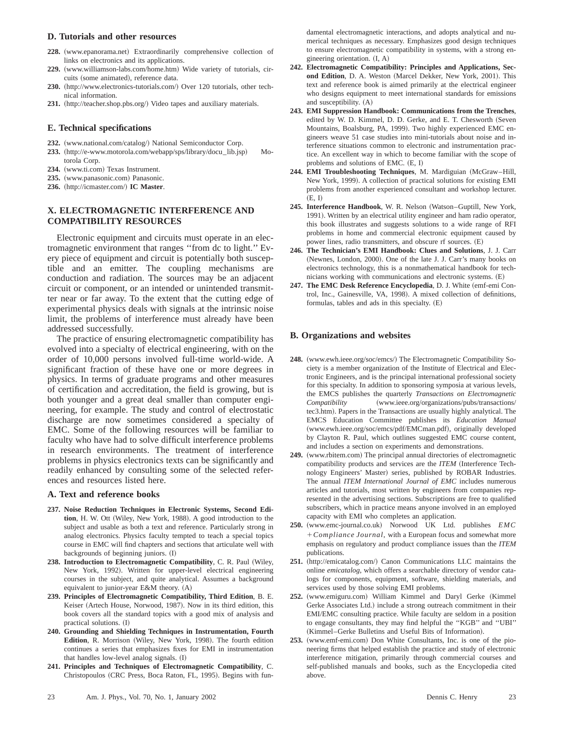### D. Tutorials and other resources

**228.** (www.epanorama.net) Extraordinarily comprehensive collection of links on electronics and its applications.

**229.** (www.williamson-labs.com/home.htm) Wide variety of tutorials, circuits (some animated), reference data.

**230.** (http://www.electronics-tutorials.com/) Over 120 tutorials, other technical information.

**231.** (http://teacher.shop.pbs.org/) Video tapes and auxiliary materials.

### E. Technical specifications

**232.** (www.national.com/catalog/) National Semiconductor Corp.

**233.** (http://e-www.motorola.com/webapp/sps/library/docu_lib.jsp) Motorola Corp.

**234.** (www.ti.com) Texas Instrument.

**235.** (www.panasonic.com) Panasonic.

**236.** (http://icmaster.com/) **IC Master**.

## X. ELECTROMAGNETIC INTERFERENCE AND COMPATIBILITY RESOURCES

Electronic equipment and circuits must operate in an electromagnetic environment that ranges ''from dc to light.'' Every piece of equipment and circuit is potentially both susceptible and an emitter. The coupling mechanisms are conduction and radiation. The sources may be an adjacent circuit or component, or an intended or unintended transmitter near or far away. To the extent that the cutting edge of experimental physics deals with signals at the intrinsic noise limit, the problems of interference must already have been addressed successfully.

The practice of ensuring electromagnetic compatibility has evolved into a specialty of electrical engineering, with on the order of 10,000 persons involved full-time world-wide. A significant fraction of these have one or more degrees in physics. In terms of graduate programs and other measures of certification and accreditation, the field is growing, but is both younger and a great deal smaller than computer engineering, for example. The study and control of electrostatic discharge are now sometimes considered a specialty of EMC. Some of the following resources will be familiar to faculty who have had to solve difficult interference problems in research environments. The treatment of interference problems in physics electronics texts can be significantly and readily enhanced by consulting some of the selected references and resources listed here.

### A. Text and reference books

**237. Noise Reduction Techniques in Electronic Systems, Second Edition**, H. W. Ott (Wiley, New York, 1988). A good introduction to the subject and usable as both a text and reference. Particularly strong in analog electronics. Physics faculty tempted to teach a special topics course in EMC will find chapters and sections that articulate well with backgrounds of beginning juniors. (I)

**238. Introduction to Electromagnetic Compatibility**, C. R. Paul (Wiley, New York, 1992). Written for upper-level electrical engineering courses in the subject, and quite analytical. Assumes a background equivalent to junior-year E&M theory. (A)

**239. Principles of Electromagnetic Compatibility, Third Edition**, B. E. Keiser (Artech House, Norwood, 1987). Now in its third edition, this book covers all the standard topics with a good mix of analysis and practical solutions. (I)

**240. Grounding and Shielding Techniques in Instrumentation, Fourth Edition**, R. Morrison (Wiley, New York, 1998). The fourth edition continues a series that emphasizes fixes for EMI in instrumentation that handles low-level analog signals. (I)

**241. Principles and Techniques of Electromagnetic Compatibility**, C. Christopoulos (CRC Press, Boca Raton, FL, 1995). Begins with fundamental electromagnetic interactions, and adopts analytical and numerical techniques as necessary. Emphasizes good design techniques to ensure electromagnetic compatibility in systems, with a strong engineering orientation. (I, A)

**242. Electromagnetic Compatibility: Principles and Applications, Second Edition**, D. A. Weston (Marcel Dekker, New York, 2001). This text and reference book is aimed primarily at the electrical engineer who designs equipment to meet international standards for emissions and susceptibility. (A)

**243. EMI Suppression Handbook: Communications from the Trenches**, edited by W. D. Kimmel, D. D. Gerke, and E. T. Chesworth (Seven Mountains, Boalsburg, PA, 1999). Two highly experienced EMC engineers weave 51 case studies into mini-tutorials about noise and interference situations common to electronic and instrumentation practice. An excellent way in which to become familiar with the scope of problems and solutions of EMC. (E, I)

**244. EMI Troubleshooting Techniques**, M. Mardiguian (McGraw–Hill, New York, 1999). A collection of practical solutions for existing EMI problems from another experienced consultant and workshop lecturer. (E, I)

**245. Interference Handbook**, W. R. Nelson (Watson–Guptill, New York, 1991). Written by an electrical utility engineer and ham radio operator, this book illustrates and suggests solutions to a wide range of RFI problems in home and commercial electronic equipment caused by power lines, radio transmitters, and obscure rf sources. (E)

**246. The Technician's EMI Handbook: Clues and Solutions**, J. J. Carr (Newnes, London, 2000). One of the late J. J. Carr's many books on electronics technology, this is a nonmathematical handbook for technicians working with communications and electronic systems. (E)

**247. The EMC Desk Reference Encyclopedia**, D. J. White (emf-emi Control, Inc., Gainesville, VA, 1998). A mixed collection of definitions, formulas, tables and ads in this specialty. (E)

### B. Organizations and websites

**248.** (www.ewh.ieee.org/soc/emcs/) The Electromagnetic Compatibility Society is a member organization of the Institute of Electrical and Electronic Engineers, and is the principal international professional society for this specialty. In addition to sponsoring symposia at various levels, the EMCS publishes the quarterly *Transactions on Electromagnetic Compatibility* (www.ieee.org/organizations/pubs/transactions/tec3.htm). Papers in the Transactions are usually highly analytical. The EMCS Education Committee publishes its *Education Manual* (www.ewh.ieee.org/soc/emcs/pdf/EMCman.pdf), originally developed by Clayton R. Paul, which outlines suggested EMC course content, and includes a section on experiments and demonstrations.

**249.** (www.rbitem.com) The principal annual directories of electromagnetic compatibility products and services are the *ITEM* (Interference Technology Engineers' Master) series, published by ROBAR Industries. The annual *ITEM International Journal of EMC* includes numerous articles and tutorials, most written by engineers from companies represented in the advertising sections. Subscriptions are free to qualified subscribers, which in practice means anyone involved in an employed capacity with EMI who completes an application.

**250.** (www.emc-journal.co.uk) Norwood UK Ltd. publishes *EMC + Compliance Journal*, with a European focus and somewhat more emphasis on regulatory and product compliance issues than the *ITEM* publications.

**251.** (http://emicatalog.com/) Canon Communications LLC maintains the online *emicatalog*, which offers a searchable directory of vendor catalogs for components, equipment, software, shielding materials, and services used by those solving EMI problems.

**252.** (www.emiguru.com) William Kimmel and Daryl Gerke (Kimmel Gerke Associates Ltd.) include a strong outreach commitment in their EMI/EMC consulting practice. While faculty are seldom in a position to engage consultants, they may find helpful the ''KGB'' and ''UBI'' (Kimmel–Gerke Bulletins and Useful Bits of Information).

**253.** (www.emf-emi.com) Don White Consultants, Inc. is one of the pioneering firms that helped establish the practice and study of electronic interference mitigation, primarily through commercial courses and self-published manuals and books, such as the Encyclopedia cited above.